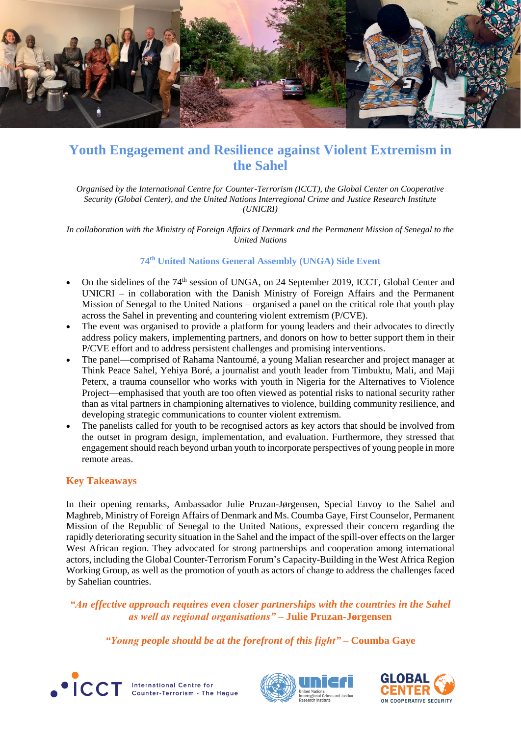# Youth Engagement and Resilience against Violent Extremism in the Sahel

*Organised by the International Centre for Counter-Terrorism (ICCT), the Global Center on Cooperative Security (Global Center), and the United Nations Interregional Crime and Justice Research Institute (UNICRI)*

*In collaboration with the Ministry of Foreign Affairs of Denmark and the Permanent Mission of Senegal to the United Nations*

### 74th United Nations General Assembly (UNGA) Side Event

- On the sidelines of the 74th session of UNGA, on 24 September 2019, ICCT, Global Center and UNICRI – in collaboration with the Danish Ministry of Foreign Affairs and the Permanent Mission of Senegal to the United Nations – organised a panel on the critical role that youth play across the Sahel in preventing and countering violent extremism (P/CVE).
- The event was organised to provide a platform for young leaders and their advocates to directly address policy makers, implementing partners, and donors on how to better support them in their P/CVE effort and to address persistent challenges and promising interventions.
- The panel—comprised of Rahama Nantoumé, a young Malian researcher and project manager at Think Peace Sahel, Yehiya Boré, a journalist and youth leader from Timbuktu, Mali, and Maji Peterx, a trauma counsellor who works with youth in Nigeria for the Alternatives to Violence Project—emphasised that youth are too often viewed as potential risks to national security rather than as vital partners in championing alternatives to violence, building community resilience, and developing strategic communications to counter violent extremism.
- The panelists called for youth to be recognised actors as key actors that should be involved from the outset in program design, implementation, and evaluation. Furthermore, they stressed that engagement should reach beyond urban youth to incorporate perspectives of young people in more remote areas.

## Key Takeaways

In their opening remarks, Ambassador Julie Pruzan-Jørgensen, Special Envoy to the Sahel and Maghreb, Ministry of Foreign Affairs of Denmark and Ms. Coumba Gaye, First Counselor, Permanent Mission of the Republic of Senegal to the United Nations, expressed their concern regarding the rapidly deteriorating security situation in the Sahel and the impact of the spill-over effects on the larger West African region. They advocated for strong partnerships and cooperation among international actors, including the Global Counter-Terrorism Forum's Capacity-Building in the West Africa Region Working Group, as well as the promotion of youth as actors of change to address the challenges faced by Sahelian countries.

***"An effective approach requires even closer partnerships with the countries in the Sahel as well as regional organisations"* – Julie Pruzan-Jørgensen**

***"Young people should be at the forefront of this fight"* – Coumba Gaye**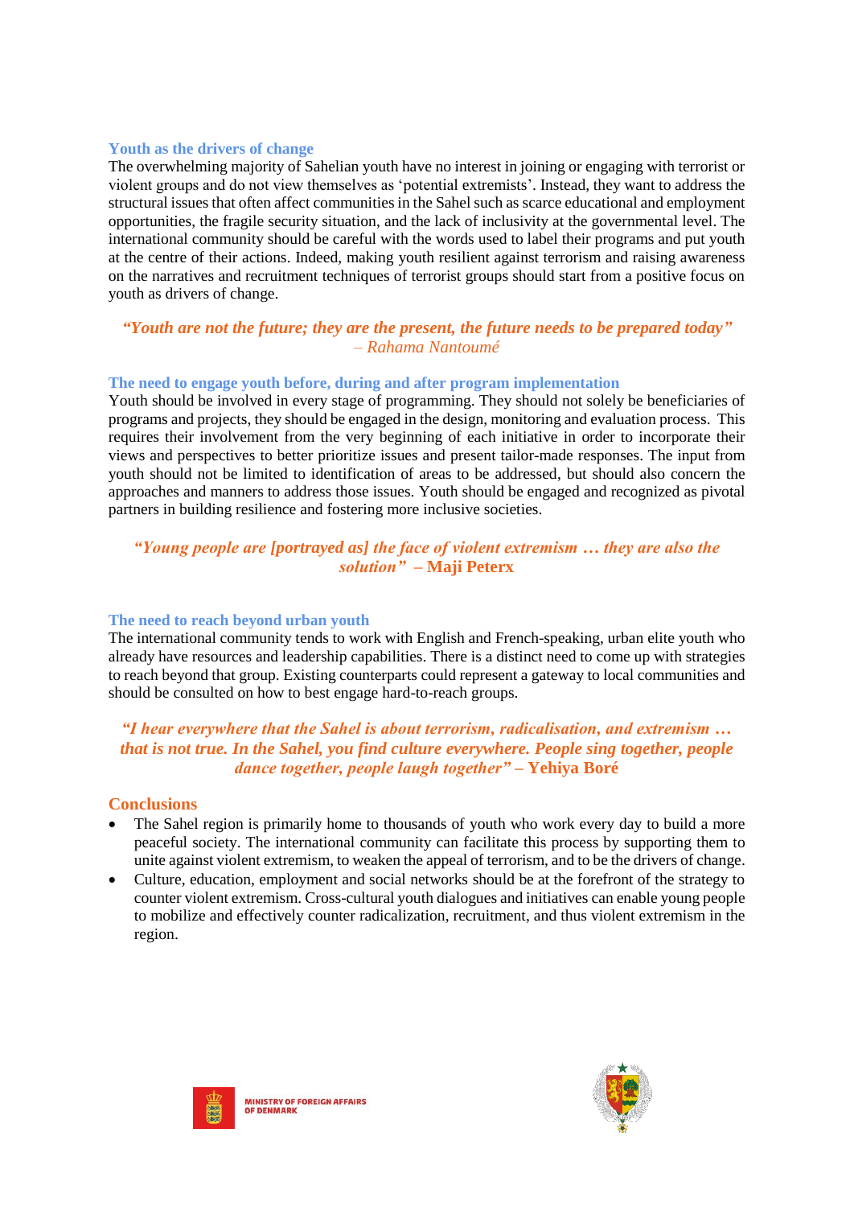### Youth as the drivers of change

The overwhelming majority of Sahelian youth have no interest in joining or engaging with terrorist or violent groups and do not view themselves as 'potential extremists'. Instead, they want to address the structural issues that often affect communities in the Sahel such as scarce educational and employment opportunities, the fragile security situation, and the lack of inclusivity at the governmental level. The international community should be careful with the words used to label their programs and put youth at the centre of their actions. Indeed, making youth resilient against terrorism and raising awareness on the narratives and recruitment techniques of terrorist groups should start from a positive focus on youth as drivers of change.

*"Youth are not the future; they are the present, the future needs to be prepared today" – Rahama Nantoumé*

### The need to engage youth before, during and after program implementation

Youth should be involved in every stage of programming. They should not solely be beneficiaries of programs and projects, they should be engaged in the design, monitoring and evaluation process. This requires their involvement from the very beginning of each initiative in order to incorporate their views and perspectives to better prioritize issues and present tailor-made responses. The input from youth should not be limited to identification of areas to be addressed, but should also concern the approaches and manners to address those issues. Youth should be engaged and recognized as pivotal partners in building resilience and fostering more inclusive societies.

***"Young people are [portrayed as] the face of violent extremism … they are also the solution"*** **– Maji Peterx**

### The need to reach beyond urban youth

The international community tends to work with English and French-speaking, urban elite youth who already have resources and leadership capabilities. There is a distinct need to come up with strategies to reach beyond that group. Existing counterparts could represent a gateway to local communities and should be consulted on how to best engage hard-to-reach groups.

***"I hear everywhere that the Sahel is about terrorism, radicalisation, and extremism … that is not true. In the Sahel, you find culture everywhere. People sing together, people dance together, people laugh together"*** **– Yehiya Boré**

### Conclusions

- The Sahel region is primarily home to thousands of youth who work every day to build a more peaceful society. The international community can facilitate this process by supporting them to unite against violent extremism, to weaken the appeal of terrorism, and to be the drivers of change.
- Culture, education, employment and social networks should be at the forefront of the strategy to counter violent extremism. Cross-cultural youth dialogues and initiatives can enable young people to mobilize and effectively counter radicalization, recruitment, and thus violent extremism in the region.

MINISTRY OF FOREIGN AFFAIRS OF DENMARK